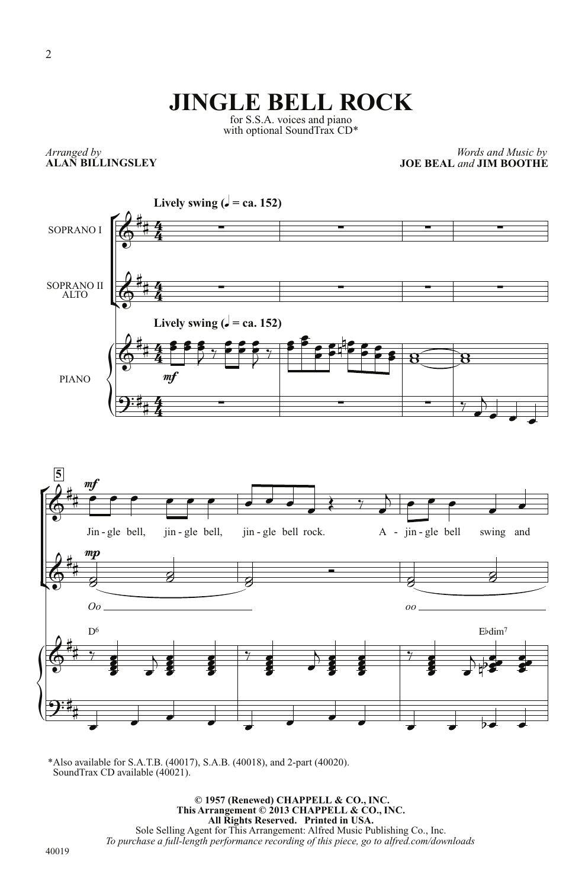# JINGLE BELL ROCK

for S.S.A. voices and piano
with optional SoundTrax CD*

*Arranged by*
**ALAN BILLINGSLEY**

*Words and Music by*
**JOE BEAL** *and* **JIM BOOTHE**

**Lively swing** (♩ = ca. 152)

SOPRANO I

SOPRANO II
ALTO

PIANO

*mf*

5

*mf*

Jin - gle bell, jin - gle bell, jin - gle bell rock. A - jin - gle bell swing and

*mp*

Oo

oo

D[6]

E♭dim[7]

*Also available for S.A.T.B. (40017), S.A.B. (40018), and 2-part (40020).
SoundTrax CD available (40021).

**© 1957 (Renewed) CHAPPELL & CO., INC.**
**This Arrangement © 2013 CHAPPELL & CO., INC.**
**All Rights Reserved. Printed in USA.**
Sole Selling Agent for This Arrangement: Alfred Music Publishing Co., Inc.
*To purchase a full-length performance recording of this piece, go to alfred.com/downloads*

40019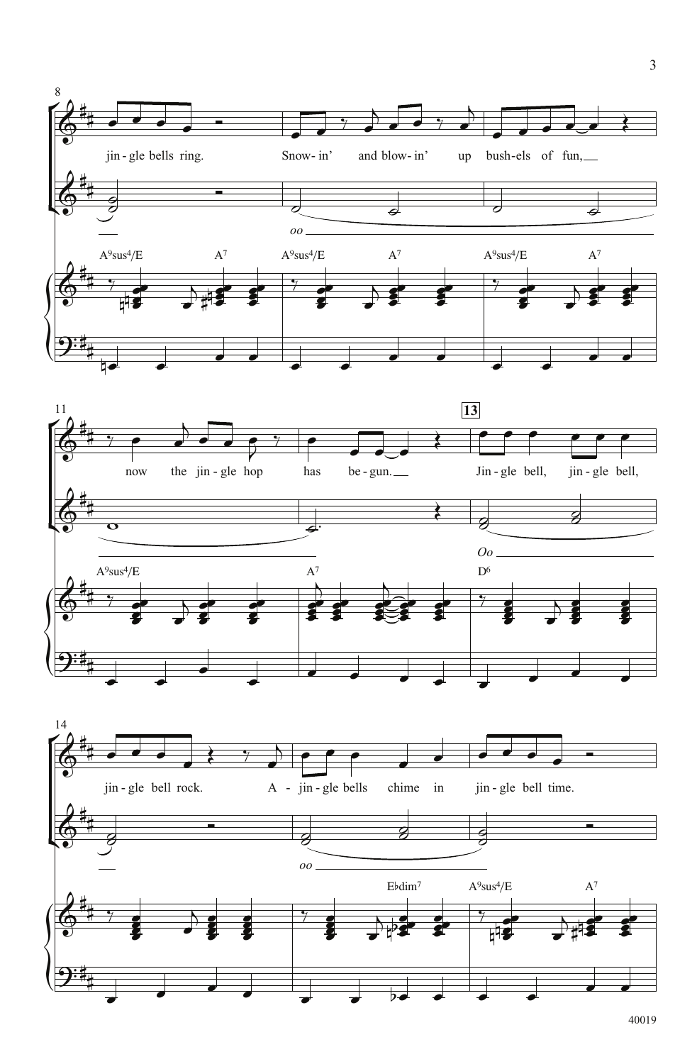8

jin - gle bells ring. Snow- in' and blow- in' up bush-els of fun,

oo

A⁹sus⁴/E A⁷ A⁹sus⁴/E A⁷ A⁹sus⁴/E A⁷

11

now the jin - gle hop has be - gun.

13

Jin - gle bell, jin - gle bell,

Oo

A⁹sus⁴/E A⁷ D⁶

14

jin - gle bell rock. A - jin - gle bells chime in jin - gle bell time.

oo

E♭dim⁷ A⁹sus⁴/E A⁷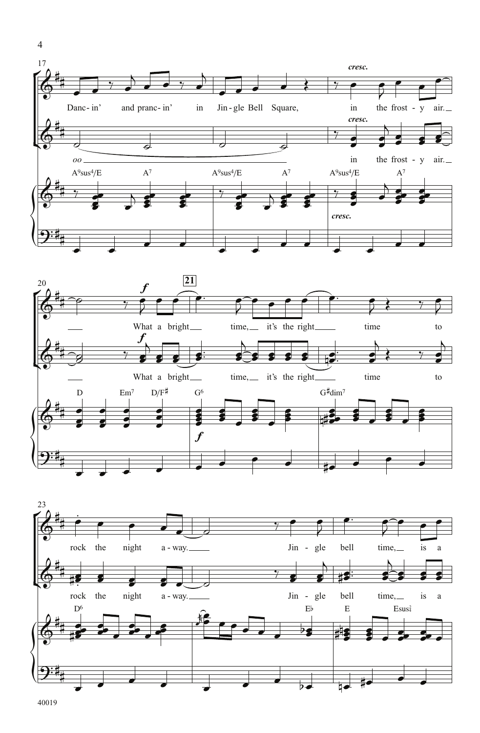17

Danc- in' and pranc- in' in Jin - gle Bell Square, *cresc.* in the frost - y air.

*oo* *cresc.* in the frost - y air.

A9sus4/E A7 A9sus4/E A7 A9sus4/E A7

*cresc.*

20

*f* What a bright time, it's the right time to

*f* What a bright time, it's the right time to

D Em7 D/F♯ G6 G♯dim7

*f*

**21**

23

rock the night a - way. Jin - gle bell time, is a

rock the night a - way. Jin - gle bell time, is a

D6 E♭ E Esus4/2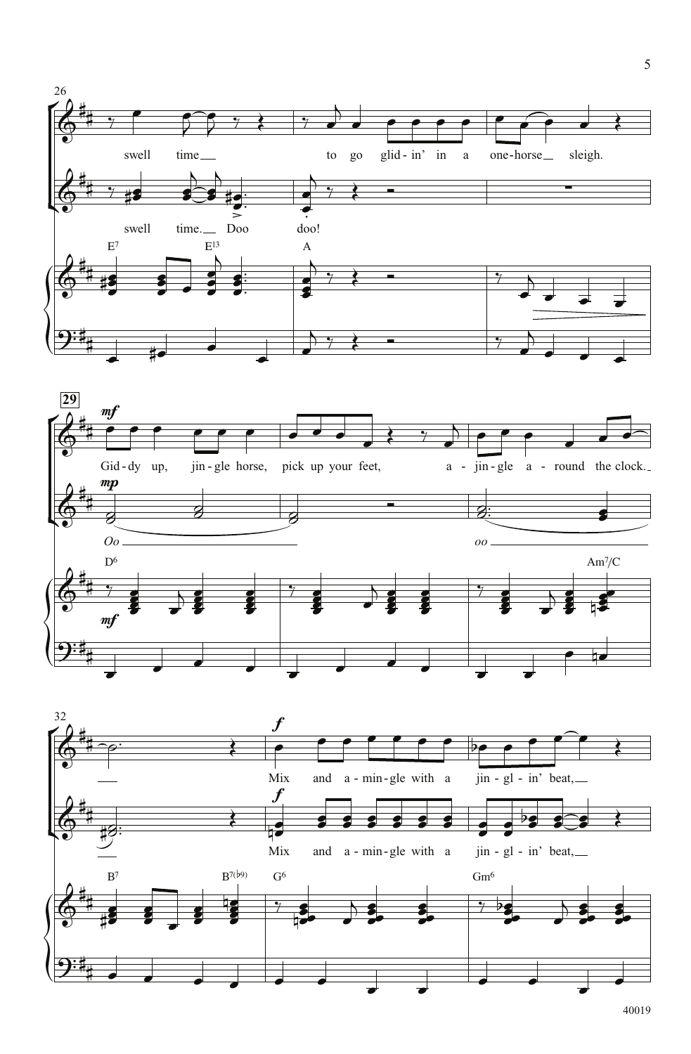26

swell time to go glid - in' in a one-horse sleigh.

swell time. Doo doo!

E7 E13 A

29

*mf*

Gid - dy up, jin - gle horse, pick up your feet, a - jin - gle a - round the clock.

*mp*

*Oo* *oo*

D6 Am7/C

*mf*

32

*f*

Mix and a - min - gle with a jin - gl - in' beat,

*f*

Mix and a - min - gle with a jin - gl - in' beat,

B7 B7(♭9) G6 Gm6

40019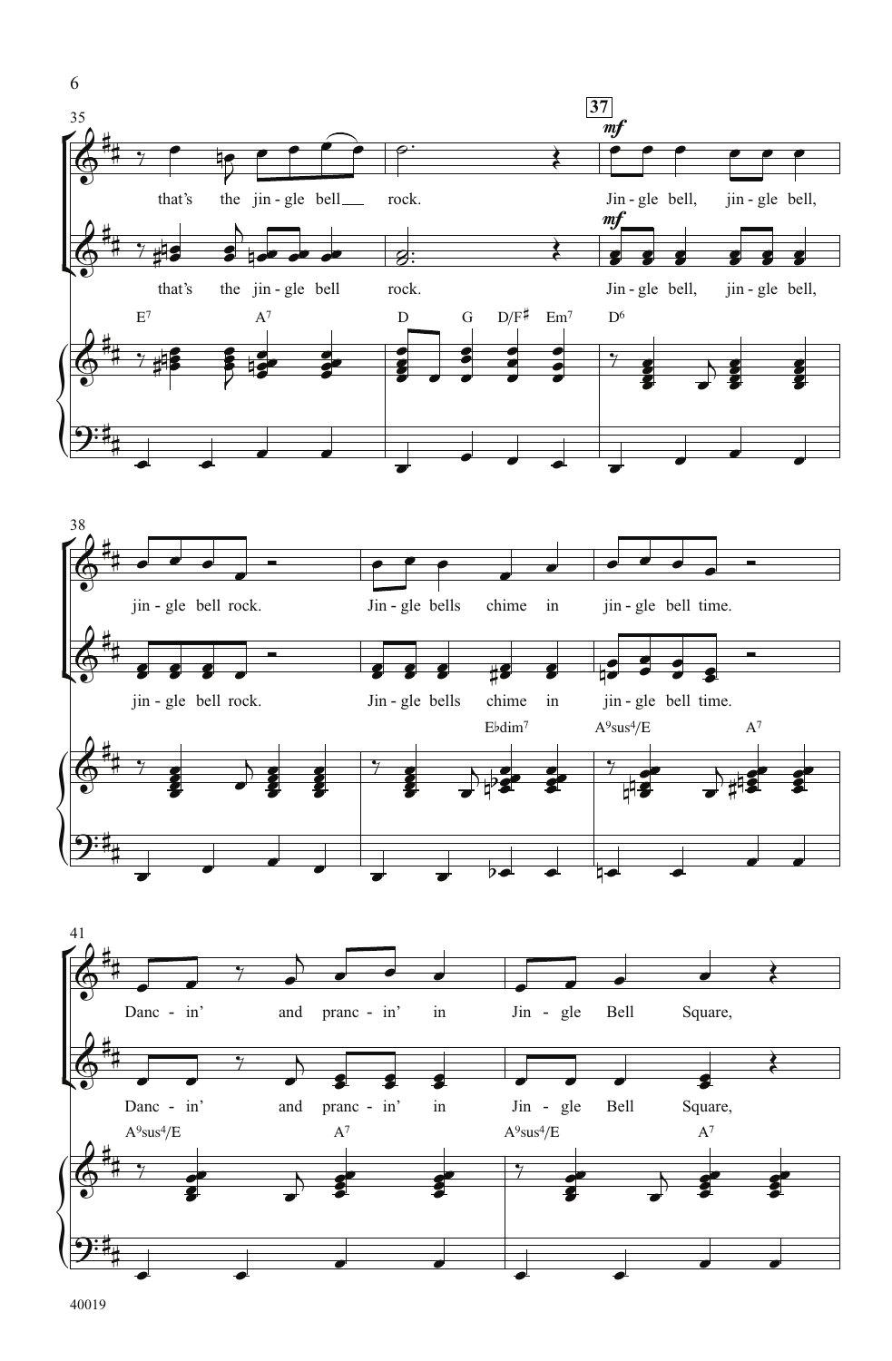35

that's the jin - gle bell rock.

37

*mf*

Jin - gle bell, jin - gle bell,

that's the jin - gle bell rock.

*mf*

Jin - gle bell, jin - gle bell,

E7 A7 D G D/F♯ Em7 D6

38

jin - gle bell rock. Jin - gle bells chime in jin - gle bell time.

jin - gle bell rock. Jin - gle bells chime in jin - gle bell time.

E♭dim7 A9sus4/E A7

41

Danc - in' and pranc - in' in Jin - gle Bell Square,

Danc - in' and pranc - in' in Jin - gle Bell Square,

A9sus4/E A7 A9sus4/E A7

40019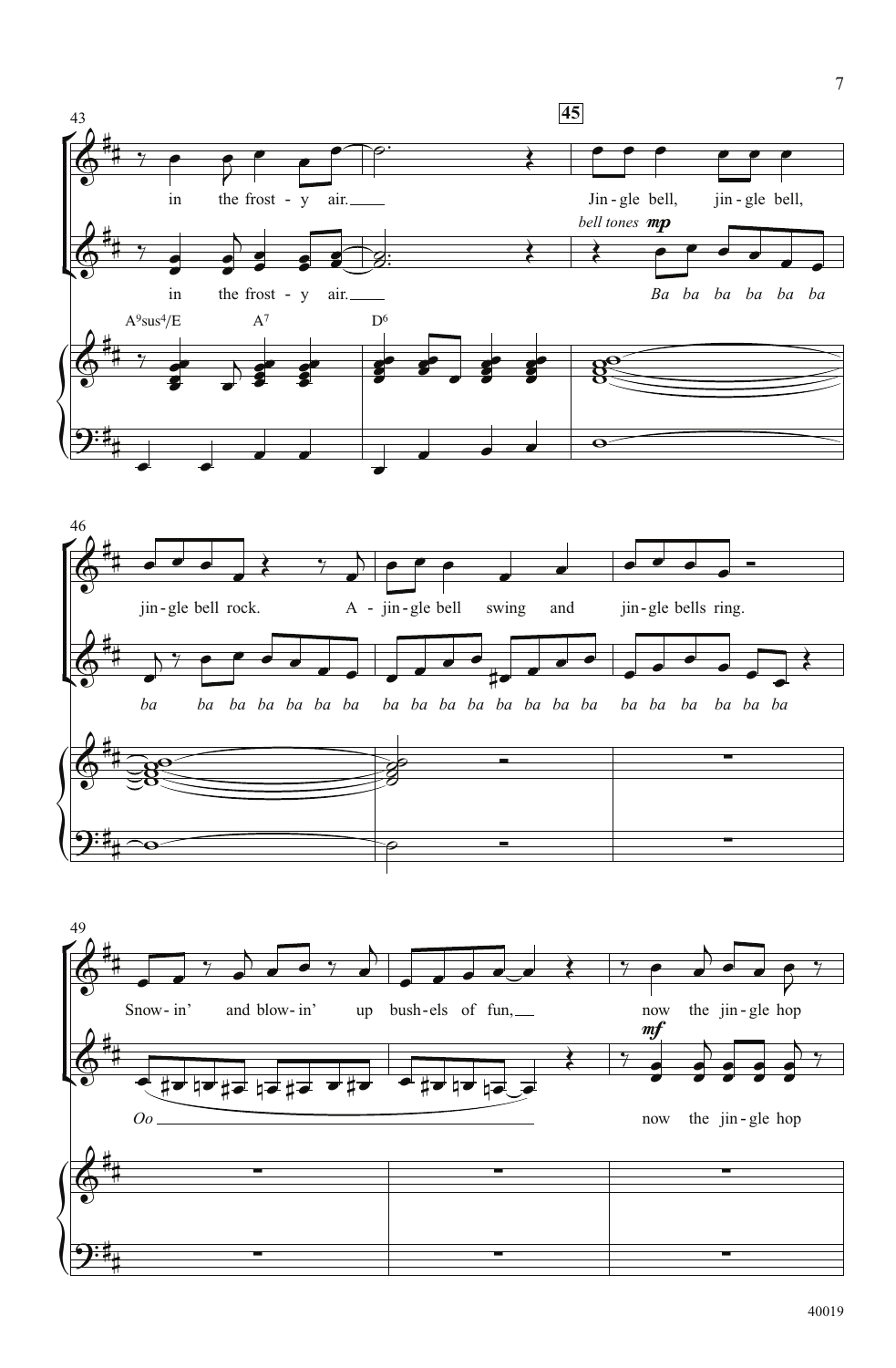43

in the frost - y air.

in the frost - y air.

A9sus4/E A7 D6

45

Jin - gle bell, jin - gle bell,

*bell tones* **mp**

*Ba ba ba ba ba ba*

46

jin - gle bell rock. A - jin - gle bell swing and jin - gle bells ring.

*ba ba ba ba ba ba ba ba ba ba ba ba ba ba ba ba ba ba ba ba ba ba*

49

Snow - in' and blow - in' up bush - els of fun, now the jin - gle hop

**mf**

*Oo*

now the jin - gle hop

40019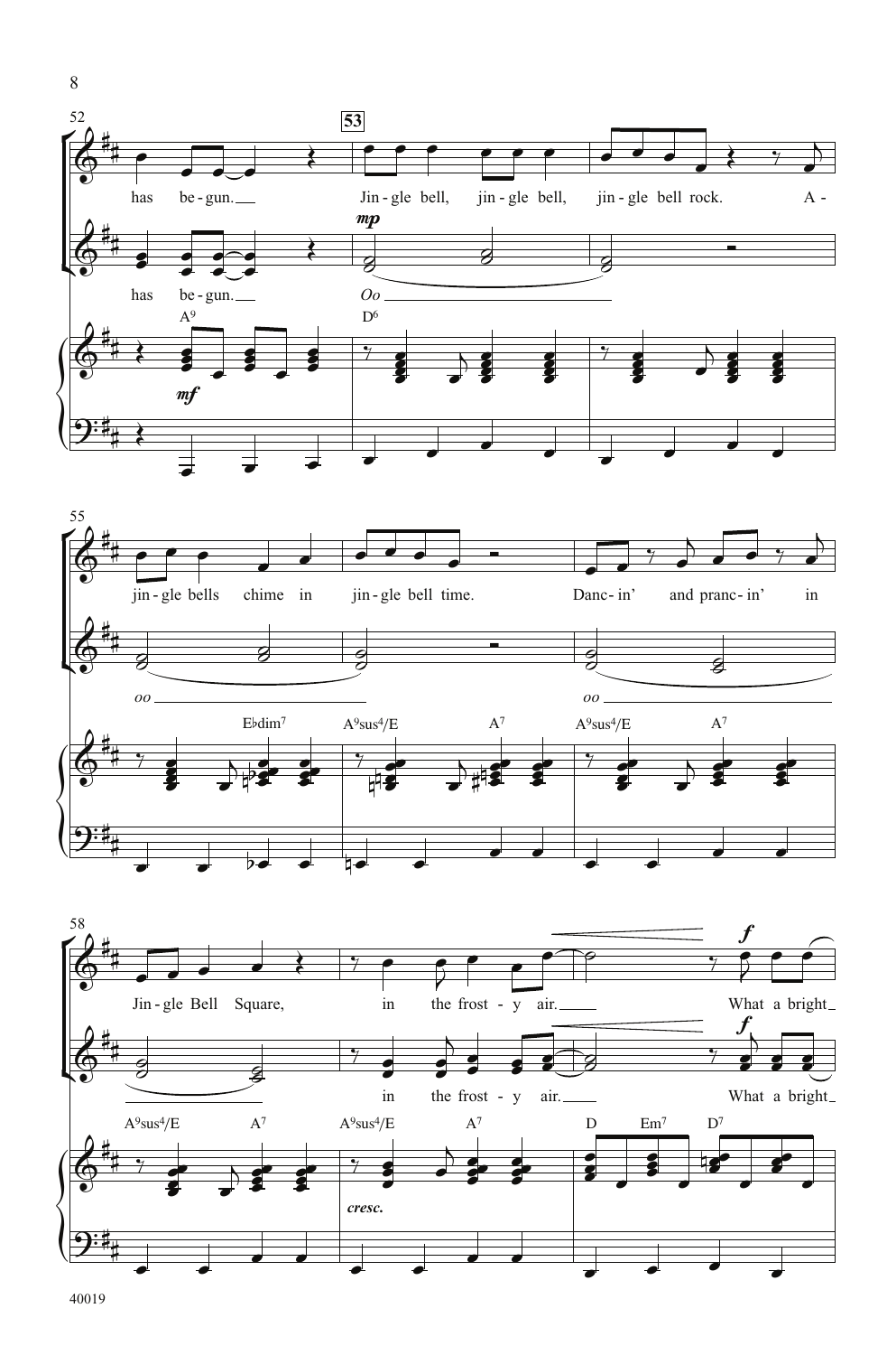52

53

has be - gun.

Jin - gle bell, jin - gle bell, jin - gle bell rock. A -

*mp*

has be - gun.

*Oo*

$A^9$

$D^6$

*mf*

55

jin - gle bells chime in jin - gle bell time. Danc - in' and pranc - in' in

*oo*

*oo*

E♭dim$^7$ $A^9sus^4/E$ $A^7$ $A^9sus^4/E$ $A^7$

58

Jin - gle Bell Square, in the frost - y air. What a bright

*f*

in the frost - y air. What a bright

*f*

$A^9sus^4/E$ $A^7$ $A^9sus^4/E$ $A^7$ D $Em^7$ $D^7$

*cresc.*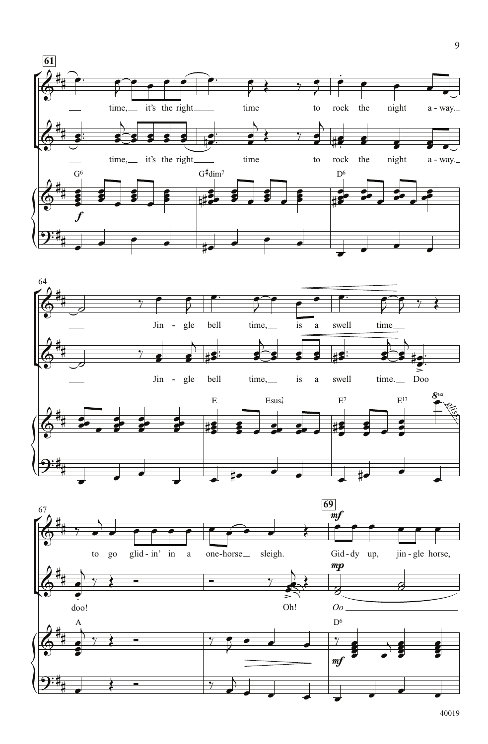**61**

time, it's the right time to rock the night a-way.

G6 G♯dim7 D6

*f*

64

Jin-gle bell time, is a swell time

Jin-gle bell time, is a swell time. Doo

E Esus4 E7 E13

*8va* *gliss.*

67

to go glid-in' in a one-horse sleigh.

doo! Oh!

A

**69**

*mf* Gid-dy up, jin-gle horse,

*mp* *Oo*

D6

*mf*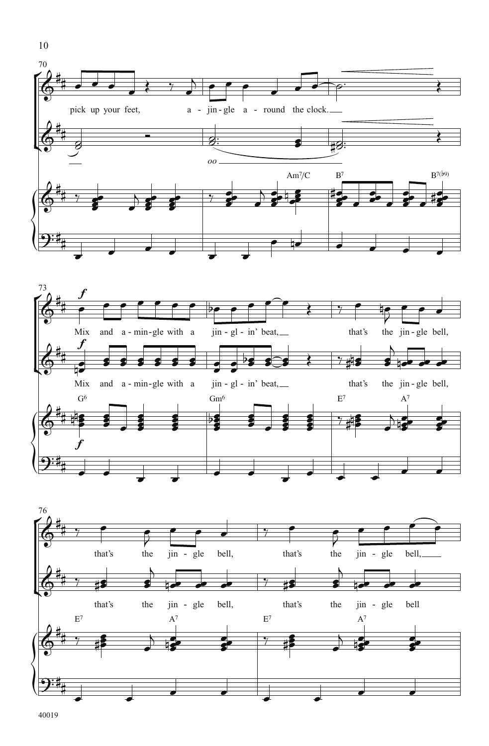70

pick up your feet, a - jin - gle a - round the clock.

oo

Am7/C B7 B7(♭9)

73

*f*

Mix and a - min - gle with a jin - gl - in' beat, that's the jin - gle bell,

*f*

Mix and a - min - gle with a jin - gl - in' beat, that's the jin - gle bell,

G6 Gm6 E7 A7

*f*

76

that's the jin - gle bell, that's the jin - gle bell,

that's the jin - gle bell, that's the jin - gle bell

E7 A7 E7 A7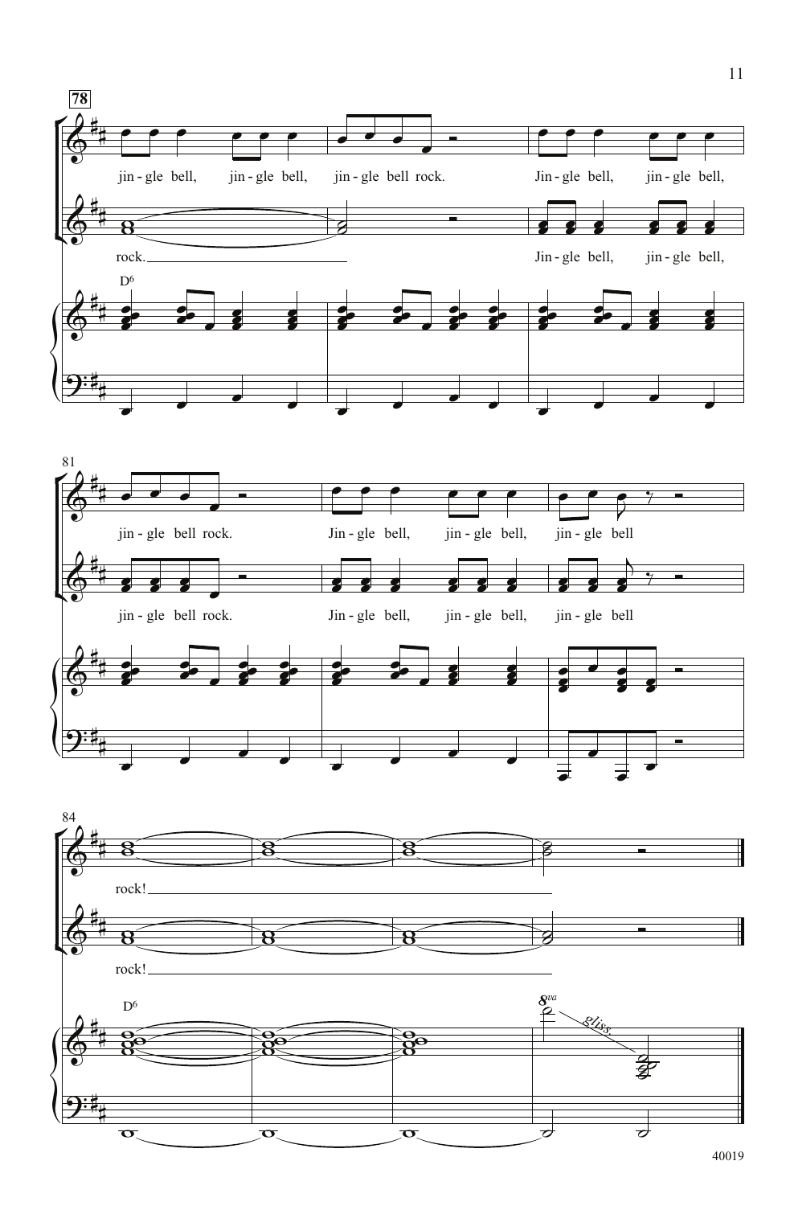78

jin - gle bell, jin - gle bell, jin - gle bell rock. Jin - gle bell, jin - gle bell,

rock. Jin - gle bell, jin - gle bell,

D6

81

jin - gle bell rock. Jin - gle bell, jin - gle bell, jin - gle bell

jin - gle bell rock. Jin - gle bell, jin - gle bell, jin - gle bell

84

rock!

rock!

D6

8va

gliss.